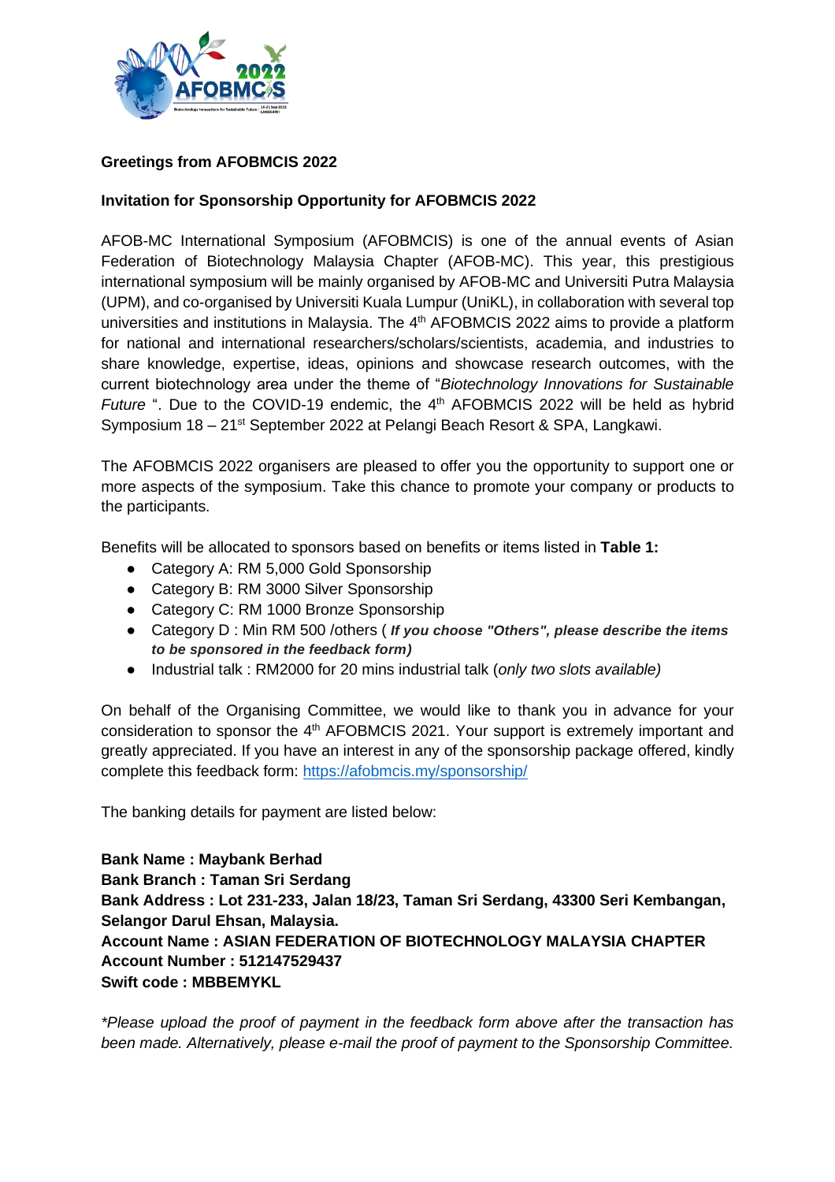**Greetings from AFOBMCIS 2022**

**Invitation for Sponsorship Opportunity for AFOBMCIS 2022**

AFOB-MC International Symposium (AFOBMCIS) is one of the annual events of Asian Federation of Biotechnology Malaysia Chapter (AFOB-MC). This year, this prestigious international symposium will be mainly organised by AFOB-MC and Universiti Putra Malaysia (UPM), and co-organised by Universiti Kuala Lumpur (UniKL), in collaboration with several top universities and institutions in Malaysia. The 4th AFOBMCIS 2022 aims to provide a platform for national and international researchers/scholars/scientists, academia, and industries to share knowledge, expertise, ideas, opinions and showcase research outcomes, with the current biotechnology area under the theme of "*Biotechnology Innovations for Sustainable Future* ". Due to the COVID-19 endemic, the 4th AFOBMCIS 2022 will be held as hybrid Symposium 18 – 21st September 2022 at Pelangi Beach Resort & SPA, Langkawi.

The AFOBMCIS 2022 organisers are pleased to offer you the opportunity to support one or more aspects of the symposium. Take this chance to promote your company or products to the participants.

Benefits will be allocated to sponsors based on benefits or items listed in **Table 1:**

- Category A: RM 5,000 Gold Sponsorship
- Category B: RM 3000 Silver Sponsorship
- Category C: RM 1000 Bronze Sponsorship
- Category D : Min RM 500 /others ( ***If you choose "Others", please describe the items to be sponsored in the feedback form)***
- Industrial talk : RM2000 for 20 mins industrial talk (*only two slots available)*

On behalf of the Organising Committee, we would like to thank you in advance for your consideration to sponsor the 4th AFOBMCIS 2021. Your support is extremely important and greatly appreciated. If you have an interest in any of the sponsorship package offered, kindly complete this feedback form: https://afobmcis.my/sponsorship/

The banking details for payment are listed below:

**Bank Name : Maybank Berhad**
**Bank Branch : Taman Sri Serdang**
**Bank Address : Lot 231-233, Jalan 18/23, Taman Sri Serdang, 43300 Seri Kembangan, Selangor Darul Ehsan, Malaysia.**
**Account Name : ASIAN FEDERATION OF BIOTECHNOLOGY MALAYSIA CHAPTER**
**Account Number : 512147529437**
**Swift code : MBBEMYKL**

*\*Please upload the proof of payment in the feedback form above after the transaction has been made. Alternatively, please e-mail the proof of payment to the Sponsorship Committee.*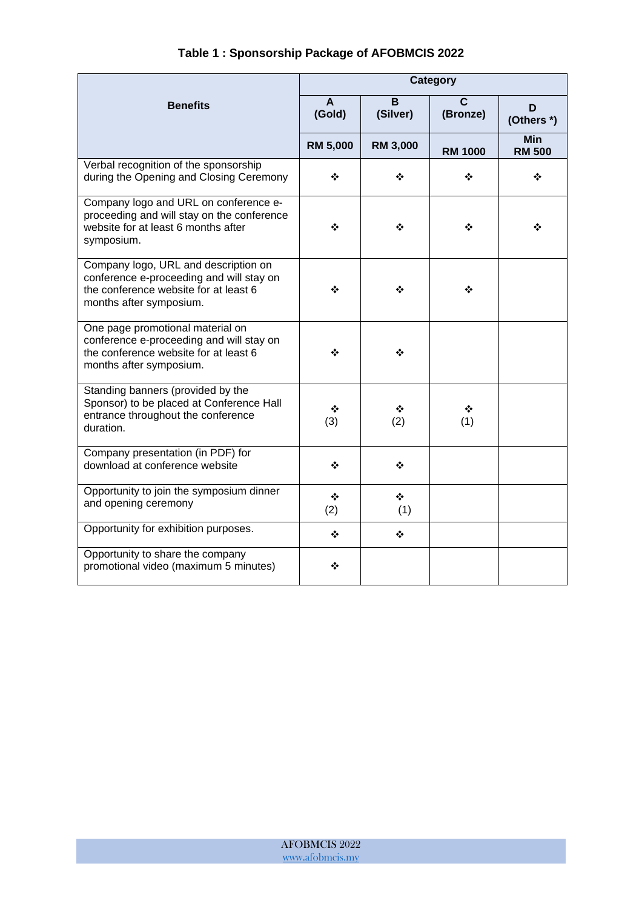**Table 1 : Sponsorship Package of AFOBMCIS 2022**

| Benefits | Category | | | |
|---|---|---|---|---|
| | A (Gold) | B (Silver) | C (Bronze) | D (Others *) |
| | RM 5,000 | RM 3,000 | RM 1000 | Min RM 500 |
| Verbal recognition of the sponsorship during the Opening and Closing Ceremony | ❖ | ❖ | ❖ | ❖ |
| Company logo and URL on conference e-proceeding and will stay on the conference website for at least 6 months after symposium. | ❖ | ❖ | ❖ | ❖ |
| Company logo, URL and description on conference e-proceeding and will stay on the conference website for at least 6 months after symposium. | ❖ | ❖ | ❖ | |
| One page promotional material on conference e-proceeding and will stay on the conference website for at least 6 months after symposium. | ❖ | ❖ | | |
| Standing banners (provided by the Sponsor) to be placed at Conference Hall entrance throughout the conference duration. | ❖ (3) | ❖ (2) | ❖ (1) | |
| Company presentation (in PDF) for download at conference website | ❖ | ❖ | | |
| Opportunity to join the symposium dinner and opening ceremony | ❖ (2) | ❖ (1) | | |
| Opportunity for exhibition purposes. | ❖ | ❖ | | |
| Opportunity to share the company promotional video (maximum 5 minutes) | ❖ | | | |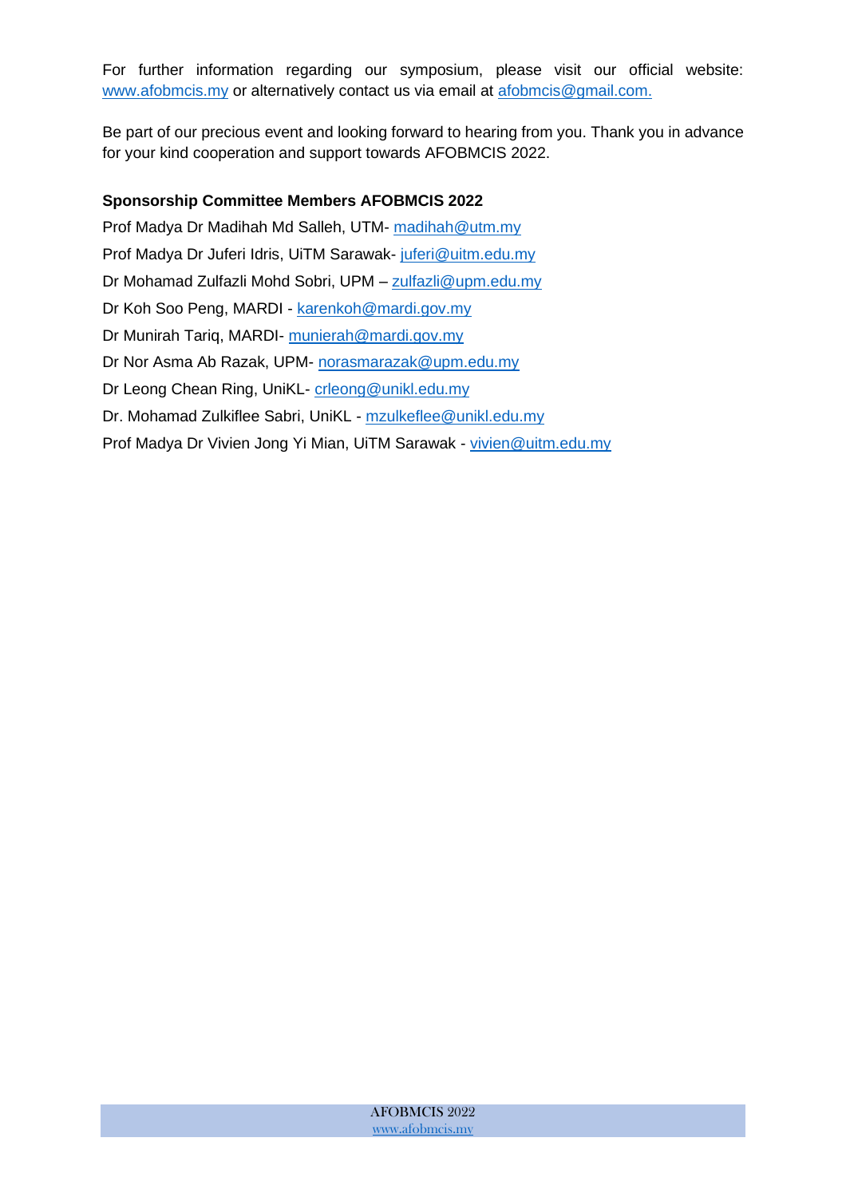For further information regarding our symposium, please visit our official website: www.afobmcis.my or alternatively contact us via email at afobmcis@gmail.com.

Be part of our precious event and looking forward to hearing from you. Thank you in advance for your kind cooperation and support towards AFOBMCIS 2022.

**Sponsorship Committee Members AFOBMCIS 2022**

Prof Madya Dr Madihah Md Salleh, UTM- madihah@utm.my

Prof Madya Dr Juferi Idris, UiTM Sarawak- juferi@uitm.edu.my

Dr Mohamad Zulfazli Mohd Sobri, UPM – zulfazli@upm.edu.my

Dr Koh Soo Peng, MARDI - karenkoh@mardi.gov.my

Dr Munirah Tariq, MARDI- munierah@mardi.gov.my

Dr Nor Asma Ab Razak, UPM- norasmarazak@upm.edu.my

Dr Leong Chean Ring, UniKL- crleong@unikl.edu.my

Dr. Mohamad Zulkiflee Sabri, UniKL - mzulkeflee@unikl.edu.my

Prof Madya Dr Vivien Jong Yi Mian, UiTM Sarawak - vivien@uitm.edu.my